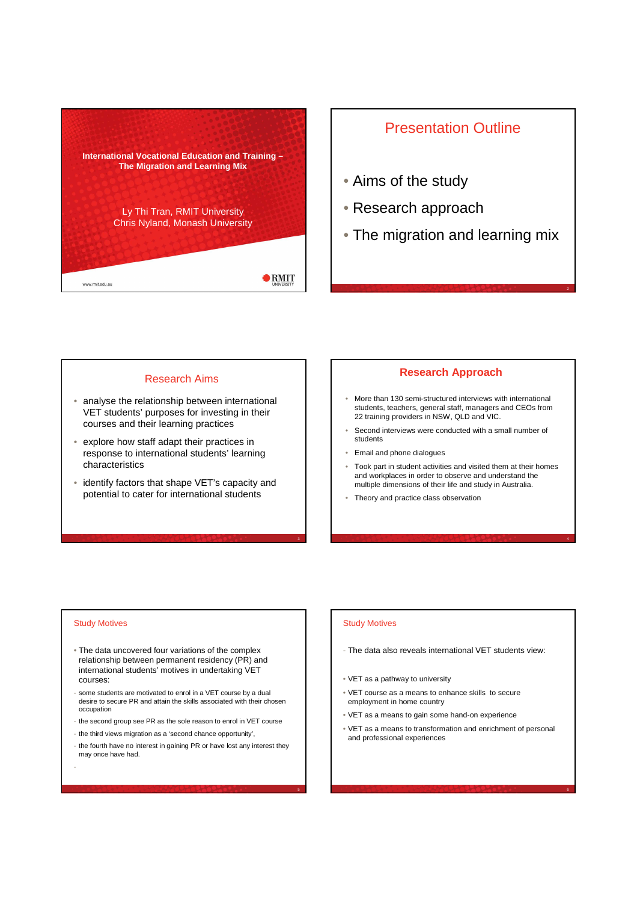# International Vocational Education and Training – The Migration and Learning Mix

Ly Thi Tran, RMIT University
Chris Nyland, Monash University

www.rmit.edu.au

RMIT UNIVERSITY

## Presentation Outline

- Aims of the study
- Research approach
- The migration and learning mix

## Research Aims

- analyse the relationship between international VET students' purposes for investing in their courses and their learning practices
- explore how staff adapt their practices in response to international students' learning characteristics
- identify factors that shape VET's capacity and potential to cater for international students

## Research Approach

- More than 130 semi-structured interviews with international students, teachers, general staff, managers and CEOs from 22 training providers in NSW, QLD and VIC.
- Second interviews were conducted with a small number of students
- Email and phone dialogues
- Took part in student activities and visited them at their homes and workplaces in order to observe and understand the multiple dimensions of their life and study in Australia.
- Theory and practice class observation

## Study Motives

- The data uncovered four variations of the complex relationship between permanent residency (PR) and international students' motives in undertaking VET courses:
  - some students are motivated to enrol in a VET course by a dual desire to secure PR and attain the skills associated with their chosen occupation
  - the second group see PR as the sole reason to enrol in VET course
  - the third views migration as a 'second chance opportunity',
  - the fourth have no interest in gaining PR or have lost any interest they may once have had.

## Study Motives

- The data also reveals international VET students view:

- VET as a pathway to university
- VET course as a means to enhance skills to secure employment in home country
- VET as a means to gain some hand-on experience
- VET as a means to transformation and enrichment of personal and professional experiences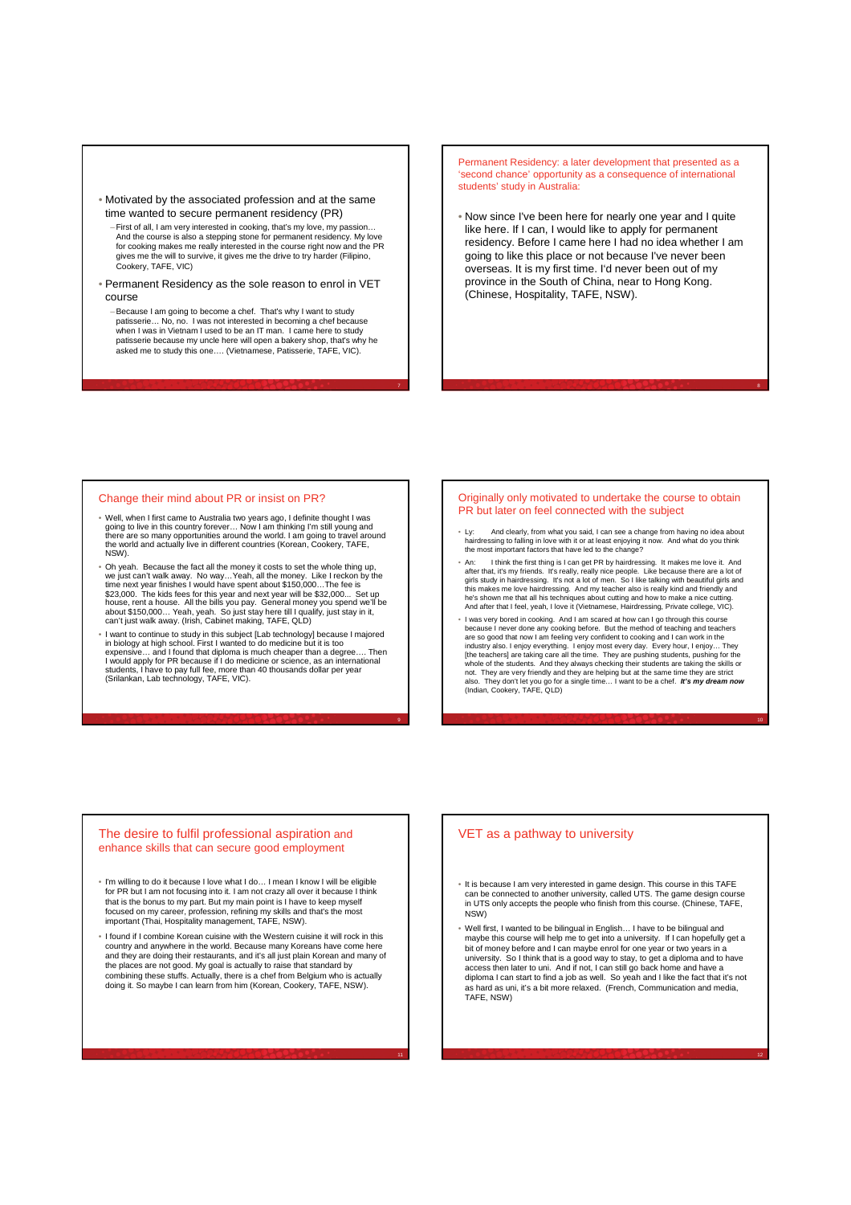- Motivated by the associated profession and at the same time wanted to secure permanent residency (PR)
  - First of all, I am very interested in cooking, that's my love, my passion… And the course is also a stepping stone for permanent residency. My love for cooking makes me really interested in the course right now and the PR gives me the will to survive, it gives me the drive to try harder (Filipino, Cookery, TAFE, VIC)
- Permanent Residency as the sole reason to enrol in VET course
  - Because I am going to become a chef. That's why I want to study patisserie… No, no. I was not interested in becoming a chef because when I was in Vietnam I used to be an IT man. I came here to study patisserie because my uncle here will open a bakery shop, that's why he asked me to study this one…. (Vietnamese, Patisserie, TAFE, VIC).

## Permanent Residency: a later development that presented as a 'second chance' opportunity as a consequence of international students' study in Australia:

- Now since I've been here for nearly one year and I quite like here. If I can, I would like to apply for permanent residency. Before I came here I had no idea whether I am going to like this place or not because I've never been overseas. It is my first time. I'd never been out of my province in the South of China, near to Hong Kong. (Chinese, Hospitality, TAFE, NSW).

## Change their mind about PR or insist on PR?

- Well, when I first came to Australia two years ago, I definite thought I was going to live in this country forever… Now I am thinking I'm still young and there are so many opportunities around the world. I am going to travel around the world and actually live in different countries (Korean, Cookery, TAFE, NSW).
- Oh yeah. Because the fact all the money it costs to set the whole thing up, we just can't walk away. No way…Yeah, all the money. Like I reckon by the time next year finishes I would have spent about $150,000…The fee is $23,000. The kids fees for this year and next year will be $32,000… Set up house, rent a house. All the bills you pay. General money you spend we'll be about $150,000… Yeah, yeah. So just stay here till I qualify, just stay in it, can't just walk away. (Irish, Cabinet making, TAFE, QLD)
- I want to continue to study in this subject [Lab technology] because I majored in biology at high school. First I wanted to do medicine but it is too expensive… and I found that diploma is much cheaper than a degree…. Then I would apply for PR because if I do medicine or science, as an international students, I have to pay full fee, more than 40 thousands dollar per year (Srilankan, Lab technology, TAFE, VIC).

## Originally only motivated to undertake the course to obtain PR but later on feel connected with the subject

- Ly: And clearly, from what you said, I can see a change from having no idea about hairdressing to falling in love with it or at least enjoying it now. And what do you think the most important factors that have led to the change?
- An: I think the first thing is I can get PR by hairdressing. It makes me love it. And after that, it's my friends. It's really, really nice people. Like because there are a lot of girls study in hairdressing. It's not a lot of men. So I like talking with beautiful girls and this makes me love hairdressing. And my teacher also is really kind and friendly and he's shown me that all his techniques about cutting and how to make a nice cutting. And after that I feel, yeah, I love it (Vietnamese, Hairdressing, Private college, VIC).
- I was very bored in cooking. And I am scared at how can I go through this course because I never done any cooking before. But the method of teaching and teachers are so good that now I am feeling very confident to cooking and I can work in the industry also. I enjoy everything. I enjoy most every day. Every hour, I enjoy… They [the teachers] are taking care all the time. They are pushing students, pushing for the whole of the students. And they always checking their students are taking the skills or not. They are very friendly and they are helping but at the same time they are strict also. They don't let you go for a single time… I want to be a chef. ***It's my dream now*** (Indian, Cookery, TAFE, QLD)

## The desire to fulfil professional aspiration and enhance skills that can secure good employment

- I'm willing to do it because I love what I do… I mean I know I will be eligible for PR but I am not focusing into it. I am not crazy all over it because I think that is the bonus to my part. But my main point is I have to keep myself focused on my career, profession, refining my skills and that's the most important (Thai, Hospitality management, TAFE, NSW).
- I found if I combine Korean cuisine with the Western cuisine it will rock in this country and anywhere in the world. Because many Koreans have come here and they are doing their restaurants, and it's all just plain Korean and many of the places are not good. My goal is actually to raise that standard by combining these stuffs. Actually, there is a chef from Belgium who is actually doing it. So maybe I can learn from him (Korean, Cookery, TAFE, NSW).

## VET as a pathway to university

- It is because I am very interested in game design. This course in this TAFE can be connected to another university, called UTS. The game design course in UTS only accepts the people who finish from this course. (Chinese, TAFE, NSW)
- Well first, I wanted to be bilingual in English… I have to be bilingual and maybe this course will help me to get into a university. If I can hopefully get a bit of money before and I can maybe enrol for one year or two years in a university. So I think that is a good way to stay, to get a diploma and to have access then later to uni. And if not, I can still go back home and have a diploma I can start to find a job as well. So yeah and I like the fact that it's not as hard as uni, it's a bit more relaxed. (French, Communication and media, TAFE, NSW)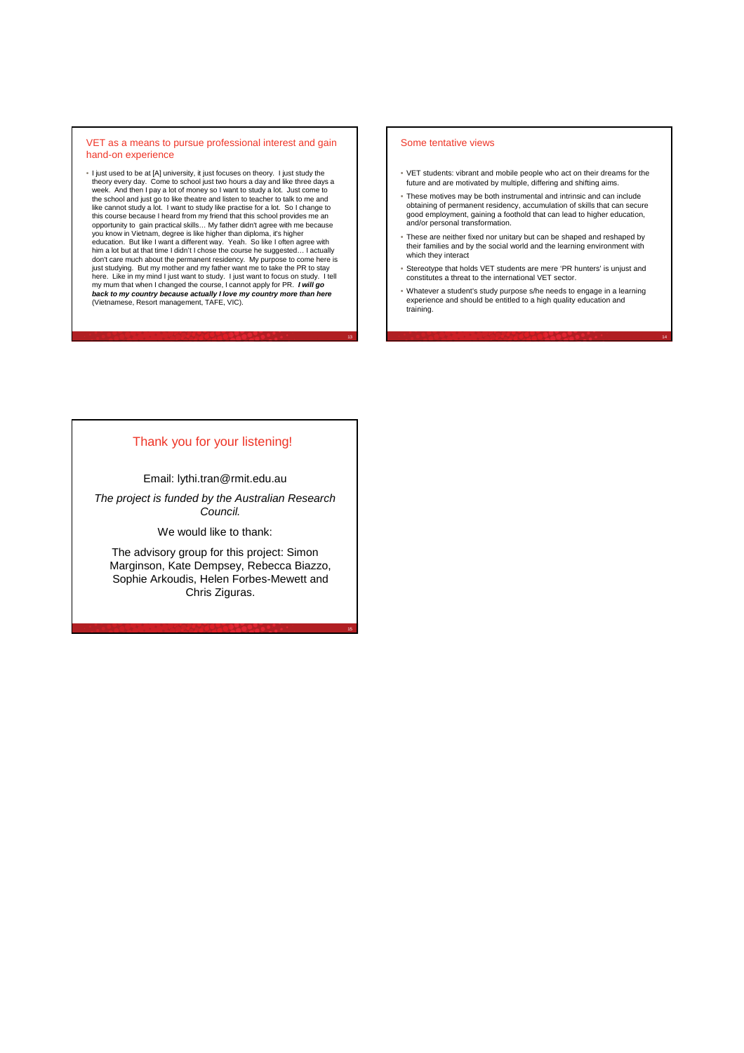## VET as a means to pursue professional interest and gain hand-on experience

- I just used to be at [A] university, it just focuses on theory. I just study the theory every day. Come to school just two hours a day and like three days a week. And then I pay a lot of money so I want to study a lot. Just come to the school and just go to like theatre and listen to teacher to talk to me and like cannot study a lot. I want to study like practise for a lot. So I change to this course because I heard from my friend that this school provides me an opportunity to gain practical skills… My father didn't agree with me because you know in Vietnam, degree is like higher than diploma, it's higher education. But like I want a different way. Yeah. So like I often agree with him a lot but at that time I didn't I chose the course he suggested… I actually don't care much about the permanent residency. My purpose to come here is just studying. But my mother and my father want me to take the PR to stay here. Like in my mind I just want to study. I just want to focus on study. I tell my mum that when I changed the course, I cannot apply for PR. ***I will go back to my country because actually I love my country more than here*** (Vietnamese, Resort management, TAFE, VIC).

## Some tentative views

- VET students: vibrant and mobile people who act on their dreams for the future and are motivated by multiple, differing and shifting aims.
- These motives may be both instrumental and intrinsic and can include obtaining of permanent residency, accumulation of skills that can secure good employment, gaining a foothold that can lead to higher education, and/or personal transformation.
- These are neither fixed nor unitary but can be shaped and reshaped by their families and by the social world and the learning environment with which they interact
- Stereotype that holds VET students are mere 'PR hunters' is unjust and constitutes a threat to the international VET sector.
- Whatever a student's study purpose s/he needs to engage in a learning experience and should be entitled to a high quality education and training.

## Thank you for your listening!

Email: lythi.tran@rmit.edu.au

*The project is funded by the Australian Research Council.*

We would like to thank:

The advisory group for this project: Simon Marginson, Kate Dempsey, Rebecca Biazzo, Sophie Arkoudis, Helen Forbes-Mewett and Chris Ziguras.